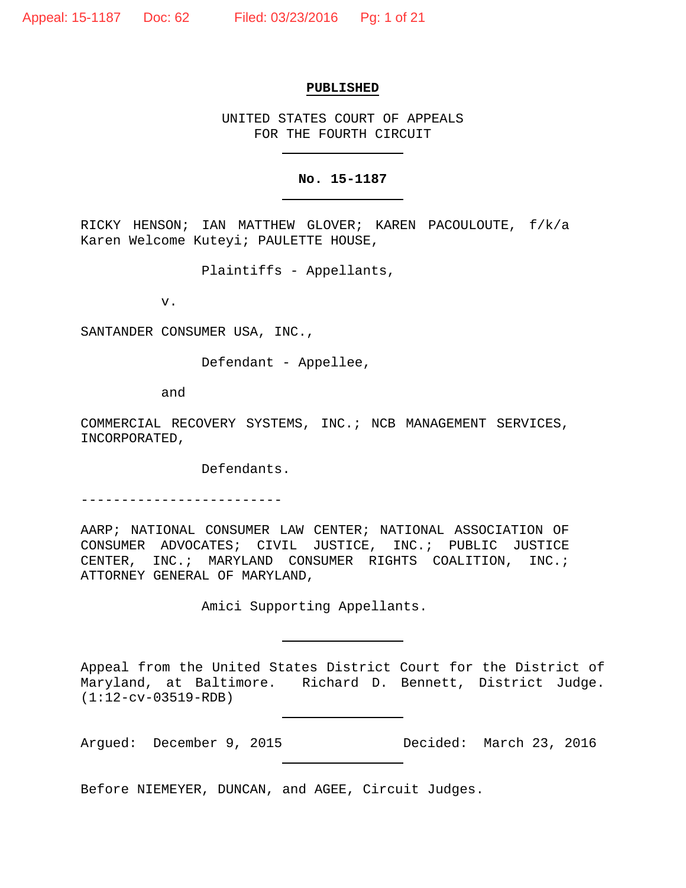**PUBLISHED**

UNITED STATES COURT OF APPEALS
FOR THE FOURTH CIRCUIT

**No. 15-1187**

RICKY HENSON; IAN MATTHEW GLOVER; KAREN PACOULOUTE, f/k/a Karen Welcome Kuteyi; PAULETTE HOUSE,

Plaintiffs - Appellants,

v.

SANTANDER CONSUMER USA, INC.,

Defendant - Appellee,

and

COMMERCIAL RECOVERY SYSTEMS, INC.; NCB MANAGEMENT SERVICES, INCORPORATED,

Defendants.

-------------------------

AARP; NATIONAL CONSUMER LAW CENTER; NATIONAL ASSOCIATION OF CONSUMER ADVOCATES; CIVIL JUSTICE, INC.; PUBLIC JUSTICE CENTER, INC.; MARYLAND CONSUMER RIGHTS COALITION, INC.; ATTORNEY GENERAL OF MARYLAND,

Amici Supporting Appellants.

Appeal from the United States District Court for the District of Maryland, at Baltimore. Richard D. Bennett, District Judge. (1:12-cv-03519-RDB)

Argued: December 9, 2015 Decided: March 23, 2016

Before NIEMEYER, DUNCAN, and AGEE, Circuit Judges.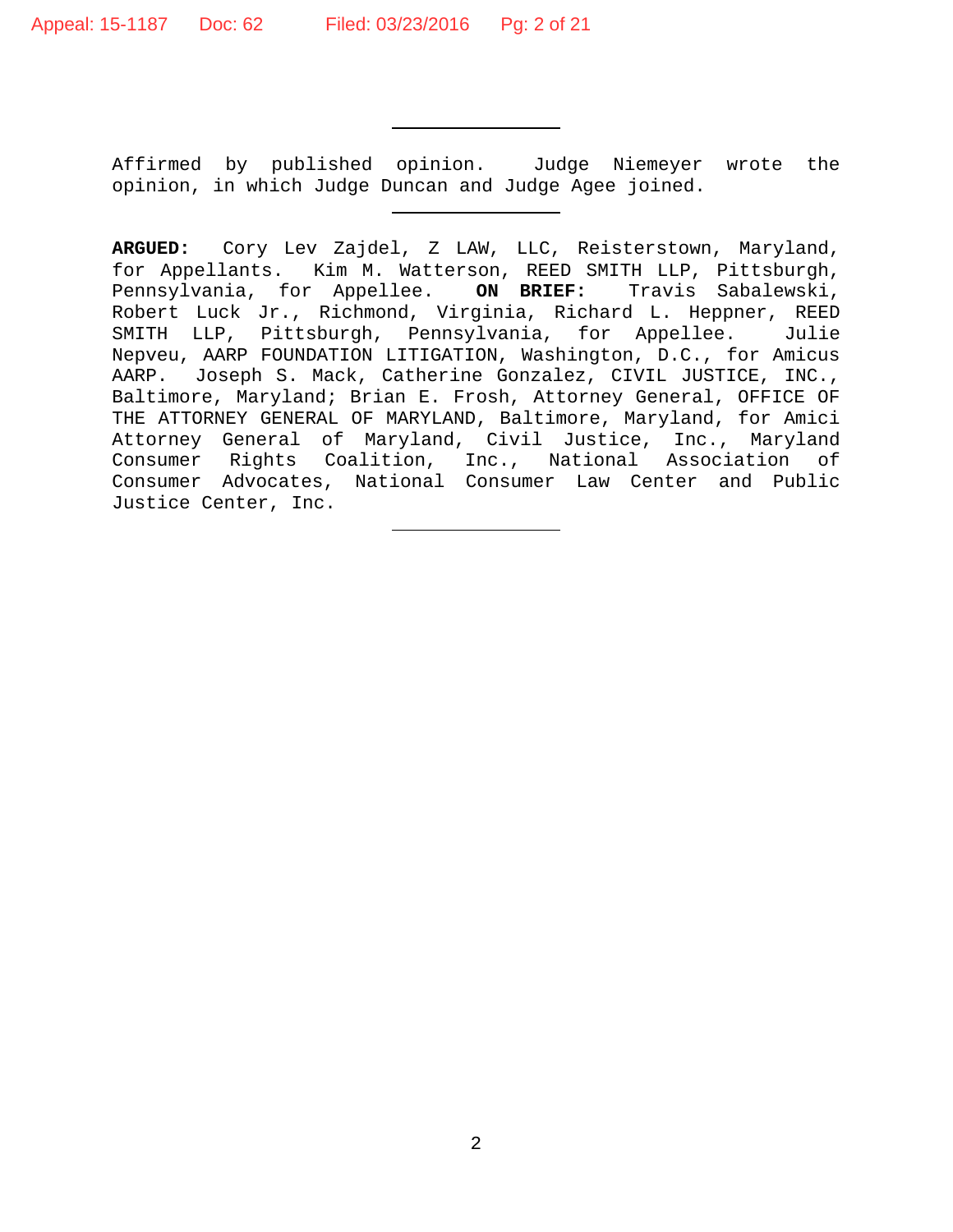---

Affirmed by published opinion. Judge Niemeyer wrote the opinion, in which Judge Duncan and Judge Agee joined.

---

**ARGUED:** Cory Lev Zajdel, Z LAW, LLC, Reisterstown, Maryland, for Appellants. Kim M. Watterson, REED SMITH LLP, Pittsburgh, Pennsylvania, for Appellee. **ON BRIEF:** Travis Sabalewski, Robert Luck Jr., Richmond, Virginia, Richard L. Heppner, REED SMITH LLP, Pittsburgh, Pennsylvania, for Appellee. Julie Nepveu, AARP FOUNDATION LITIGATION, Washington, D.C., for Amicus AARP. Joseph S. Mack, Catherine Gonzalez, CIVIL JUSTICE, INC., Baltimore, Maryland; Brian E. Frosh, Attorney General, OFFICE OF THE ATTORNEY GENERAL OF MARYLAND, Baltimore, Maryland, for Amici Attorney General of Maryland, Civil Justice, Inc., Maryland Consumer Rights Coalition, Inc., National Association of Consumer Advocates, National Consumer Law Center and Public Justice Center, Inc.

---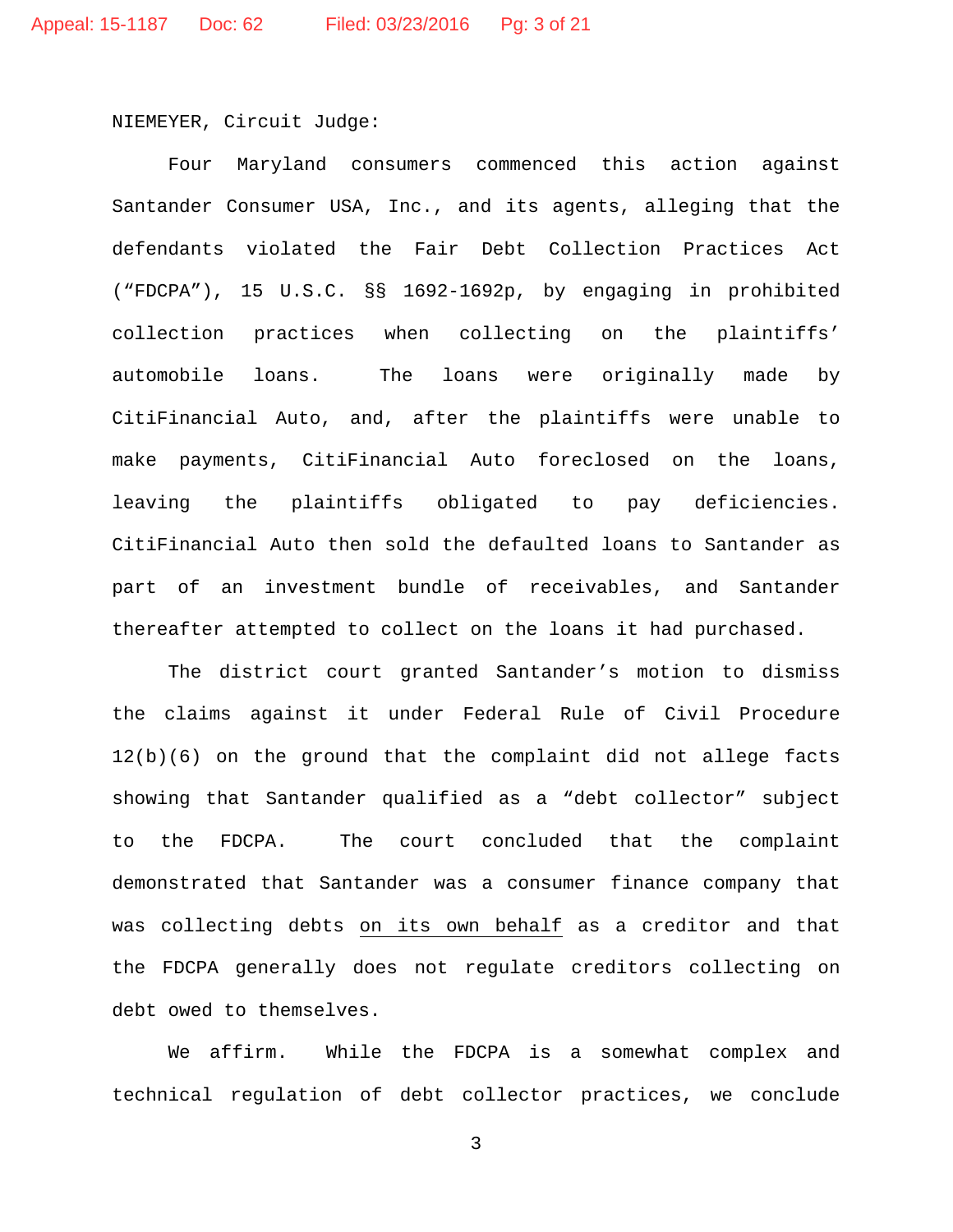NIEMEYER, Circuit Judge:

Four Maryland consumers commenced this action against Santander Consumer USA, Inc., and its agents, alleging that the defendants violated the Fair Debt Collection Practices Act ("FDCPA"), 15 U.S.C. §§ 1692-1692p, by engaging in prohibited collection practices when collecting on the plaintiffs' automobile loans. The loans were originally made by CitiFinancial Auto, and, after the plaintiffs were unable to make payments, CitiFinancial Auto foreclosed on the loans, leaving the plaintiffs obligated to pay deficiencies. CitiFinancial Auto then sold the defaulted loans to Santander as part of an investment bundle of receivables, and Santander thereafter attempted to collect on the loans it had purchased.

The district court granted Santander's motion to dismiss the claims against it under Federal Rule of Civil Procedure 12(b)(6) on the ground that the complaint did not allege facts showing that Santander qualified as a "debt collector" subject to the FDCPA. The court concluded that the complaint demonstrated that Santander was a consumer finance company that was collecting debts <u>on its own behalf</u> as a creditor and that the FDCPA generally does not regulate creditors collecting on debt owed to themselves.

We affirm. While the FDCPA is a somewhat complex and technical regulation of debt collector practices, we conclude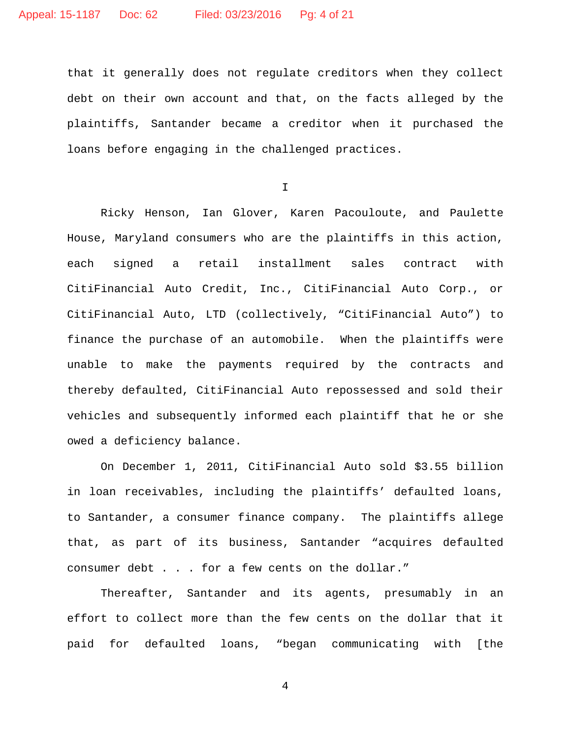that it generally does not regulate creditors when they collect debt on their own account and that, on the facts alleged by the plaintiffs, Santander became a creditor when it purchased the loans before engaging in the challenged practices.

# I

Ricky Henson, Ian Glover, Karen Pacouloute, and Paulette House, Maryland consumers who are the plaintiffs in this action, each signed a retail installment sales contract with CitiFinancial Auto Credit, Inc., CitiFinancial Auto Corp., or CitiFinancial Auto, LTD (collectively, "CitiFinancial Auto") to finance the purchase of an automobile. When the plaintiffs were unable to make the payments required by the contracts and thereby defaulted, CitiFinancial Auto repossessed and sold their vehicles and subsequently informed each plaintiff that he or she owed a deficiency balance.

On December 1, 2011, CitiFinancial Auto sold $3.55 billion in loan receivables, including the plaintiffs' defaulted loans, to Santander, a consumer finance company. The plaintiffs allege that, as part of its business, Santander "acquires defaulted consumer debt . . . for a few cents on the dollar."

Thereafter, Santander and its agents, presumably in an effort to collect more than the few cents on the dollar that it paid for defaulted loans, "began communicating with [the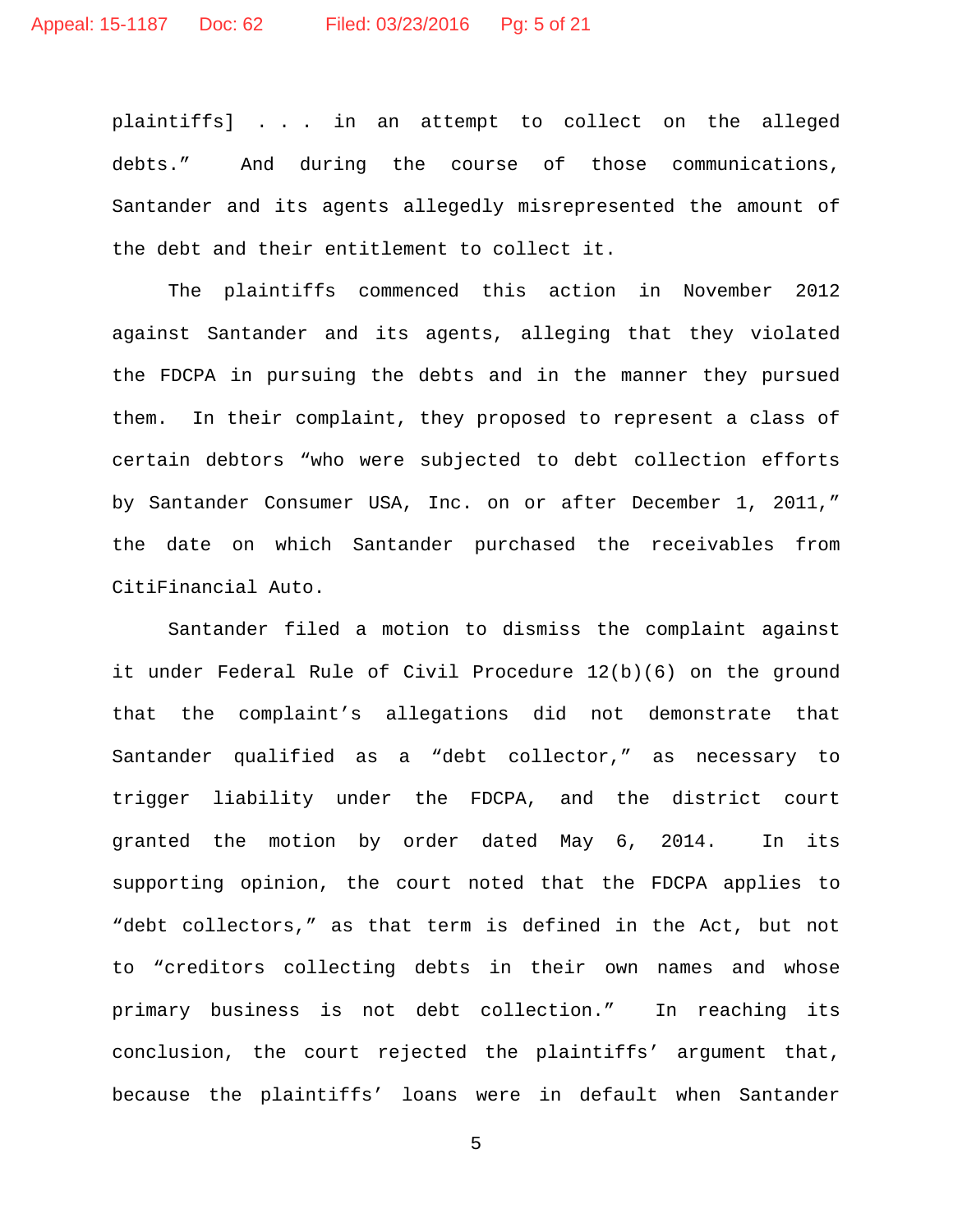plaintiffs] . . . in an attempt to collect on the alleged debts." And during the course of those communications, Santander and its agents allegedly misrepresented the amount of the debt and their entitlement to collect it.

The plaintiffs commenced this action in November 2012 against Santander and its agents, alleging that they violated the FDCPA in pursuing the debts and in the manner they pursued them. In their complaint, they proposed to represent a class of certain debtors "who were subjected to debt collection efforts by Santander Consumer USA, Inc. on or after December 1, 2011," the date on which Santander purchased the receivables from CitiFinancial Auto.

Santander filed a motion to dismiss the complaint against it under Federal Rule of Civil Procedure 12(b)(6) on the ground that the complaint's allegations did not demonstrate that Santander qualified as a "debt collector," as necessary to trigger liability under the FDCPA, and the district court granted the motion by order dated May 6, 2014. In its supporting opinion, the court noted that the FDCPA applies to "debt collectors," as that term is defined in the Act, but not to "creditors collecting debts in their own names and whose primary business is not debt collection." In reaching its conclusion, the court rejected the plaintiffs' argument that, because the plaintiffs' loans were in default when Santander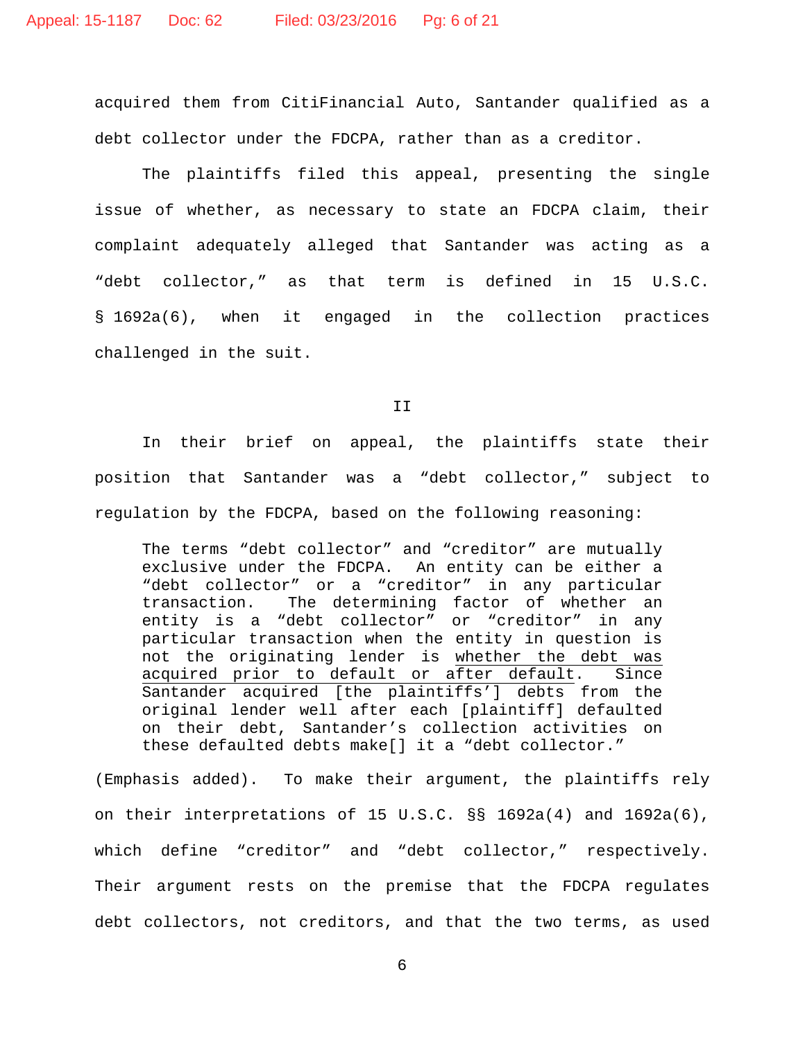acquired them from CitiFinancial Auto, Santander qualified as a debt collector under the FDCPA, rather than as a creditor.

The plaintiffs filed this appeal, presenting the single issue of whether, as necessary to state an FDCPA claim, their complaint adequately alleged that Santander was acting as a "debt collector," as that term is defined in 15 U.S.C. § 1692a(6), when it engaged in the collection practices challenged in the suit.

## II

In their brief on appeal, the plaintiffs state their position that Santander was a "debt collector," subject to regulation by the FDCPA, based on the following reasoning:

> The terms "debt collector" and "creditor" are mutually exclusive under the FDCPA. An entity can be either a "debt collector" or a "creditor" in any particular transaction. The determining factor of whether an entity is a "debt collector" or "creditor" in any particular transaction when the entity in question is not the originating lender is <u>whether the debt was acquired prior to default or after default</u>. Since Santander acquired [the plaintiffs'] debts from the original lender well after each [plaintiff] defaulted on their debt, Santander's collection activities on these defaulted debts make[] it a "debt collector."

(Emphasis added). To make their argument, the plaintiffs rely on their interpretations of 15 U.S.C. §§ 1692a(4) and 1692a(6), which define "creditor" and "debt collector," respectively. Their argument rests on the premise that the FDCPA regulates debt collectors, not creditors, and that the two terms, as used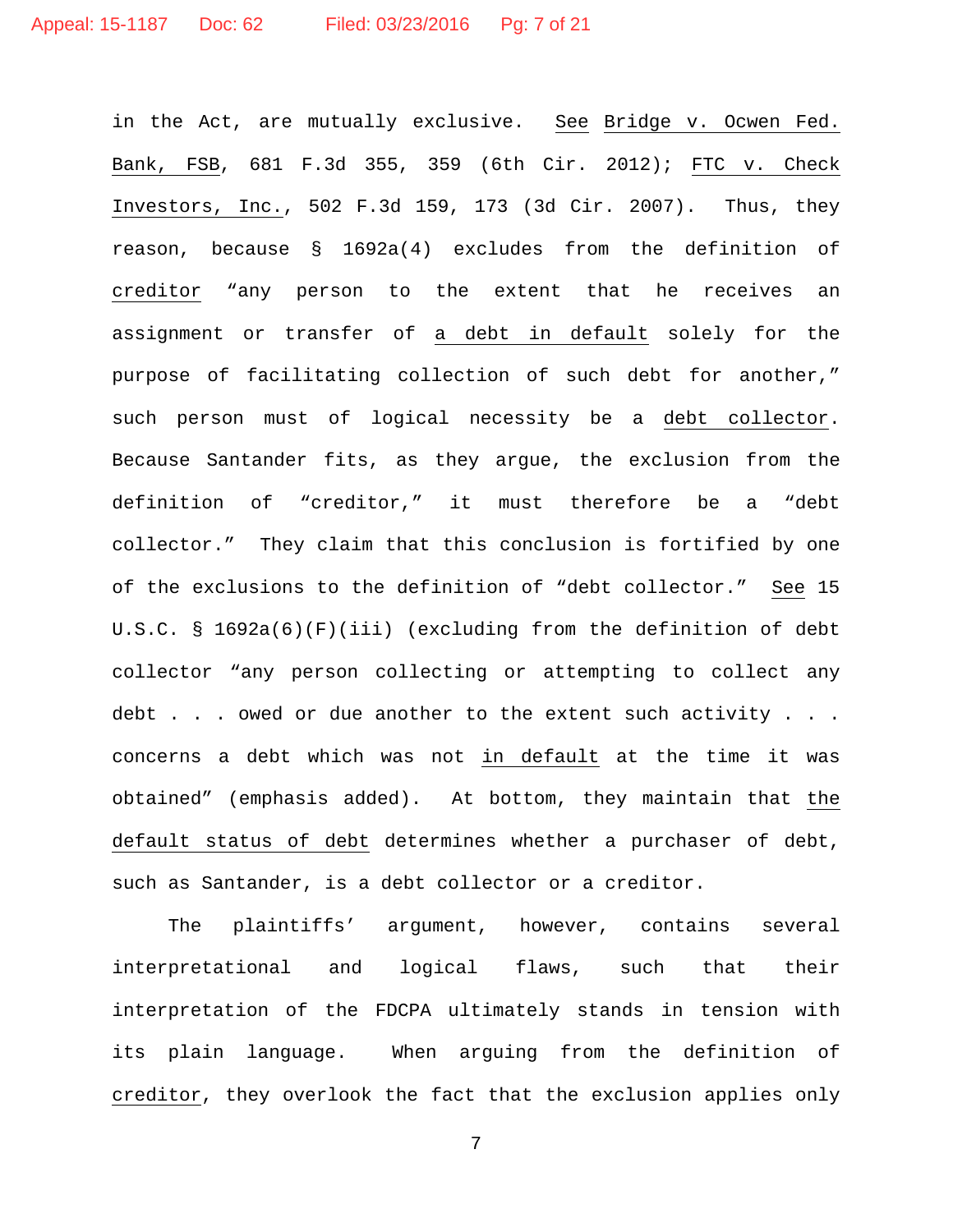in the Act, are mutually exclusive. See Bridge v. Ocwen Fed. Bank, FSB, 681 F.3d 355, 359 (6th Cir. 2012); FTC v. Check Investors, Inc., 502 F.3d 159, 173 (3d Cir. 2007). Thus, they reason, because § 1692a(4) excludes from the definition of creditor "any person to the extent that he receives an assignment or transfer of a debt in default solely for the purpose of facilitating collection of such debt for another," such person must of logical necessity be a debt collector. Because Santander fits, as they argue, the exclusion from the definition of "creditor," it must therefore be a "debt collector." They claim that this conclusion is fortified by one of the exclusions to the definition of "debt collector." See 15 U.S.C. § 1692a(6)(F)(iii) (excluding from the definition of debt collector "any person collecting or attempting to collect any debt . . . owed or due another to the extent such activity . . . concerns a debt which was not in default at the time it was obtained" (emphasis added). At bottom, they maintain that the default status of debt determines whether a purchaser of debt, such as Santander, is a debt collector or a creditor.

The plaintiffs' argument, however, contains several interpretational and logical flaws, such that their interpretation of the FDCPA ultimately stands in tension with its plain language. When arguing from the definition of creditor, they overlook the fact that the exclusion applies only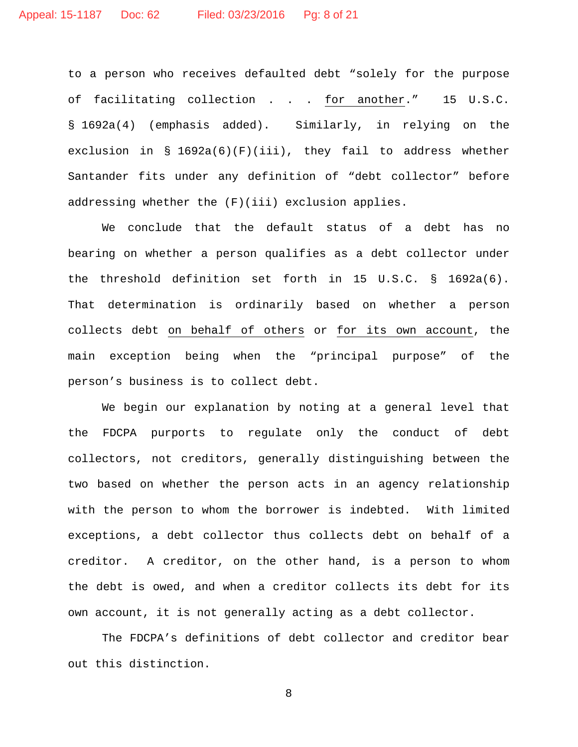to a person who receives defaulted debt "solely for the purpose of facilitating collection . . . <u>for another</u>." 15 U.S.C. § 1692a(4) (emphasis added). Similarly, in relying on the exclusion in § 1692a(6)(F)(iii), they fail to address whether Santander fits under any definition of "debt collector" before addressing whether the (F)(iii) exclusion applies.

We conclude that the default status of a debt has no bearing on whether a person qualifies as a debt collector under the threshold definition set forth in 15 U.S.C. § 1692a(6). That determination is ordinarily based on whether a person collects debt <u>on behalf of others</u> or <u>for its own account</u>, the main exception being when the "principal purpose" of the person's business is to collect debt.

We begin our explanation by noting at a general level that the FDCPA purports to regulate only the conduct of debt collectors, not creditors, generally distinguishing between the two based on whether the person acts in an agency relationship with the person to whom the borrower is indebted. With limited exceptions, a debt collector thus collects debt on behalf of a creditor. A creditor, on the other hand, is a person to whom the debt is owed, and when a creditor collects its debt for its own account, it is not generally acting as a debt collector.

The FDCPA's definitions of debt collector and creditor bear out this distinction.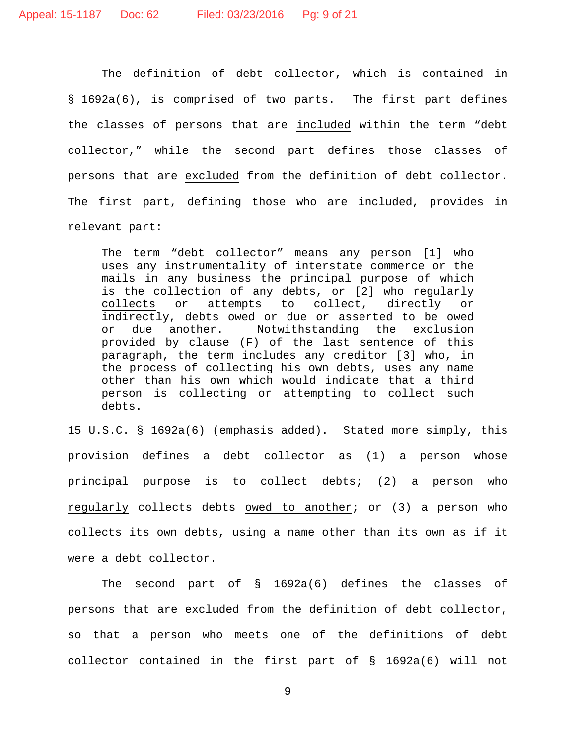The definition of debt collector, which is contained in § 1692a(6), is comprised of two parts. The first part defines the classes of persons that are <u>included</u> within the term "debt collector," while the second part defines those classes of persons that are <u>excluded</u> from the definition of debt collector. The first part, defining those who are included, provides in relevant part:

> The term "debt collector" means any person [1] who uses any instrumentality of interstate commerce or the mails in any business <u>the principal purpose of which is the collection of any debts</u>, or [2] who <u>regularly collects</u> or attempts to collect, directly or indirectly, <u>debts owed or due or asserted to be owed or due another</u>. Notwithstanding the exclusion provided by clause (F) of the last sentence of this paragraph, the term includes any creditor [3] who, in the process of collecting his own debts, <u>uses any name other than his own</u> which would indicate that a third person is collecting or attempting to collect such debts.

15 U.S.C. § 1692a(6) (emphasis added). Stated more simply, this provision defines a debt collector as (1) a person whose <u>principal purpose</u> is to collect debts; (2) a person who <u>regularly</u> collects debts <u>owed to another</u>; or (3) a person who collects <u>its own debts</u>, using <u>a name other than its own</u> as if it were a debt collector.

The second part of § 1692a(6) defines the classes of persons that are excluded from the definition of debt collector, so that a person who meets one of the definitions of debt collector contained in the first part of § 1692a(6) will not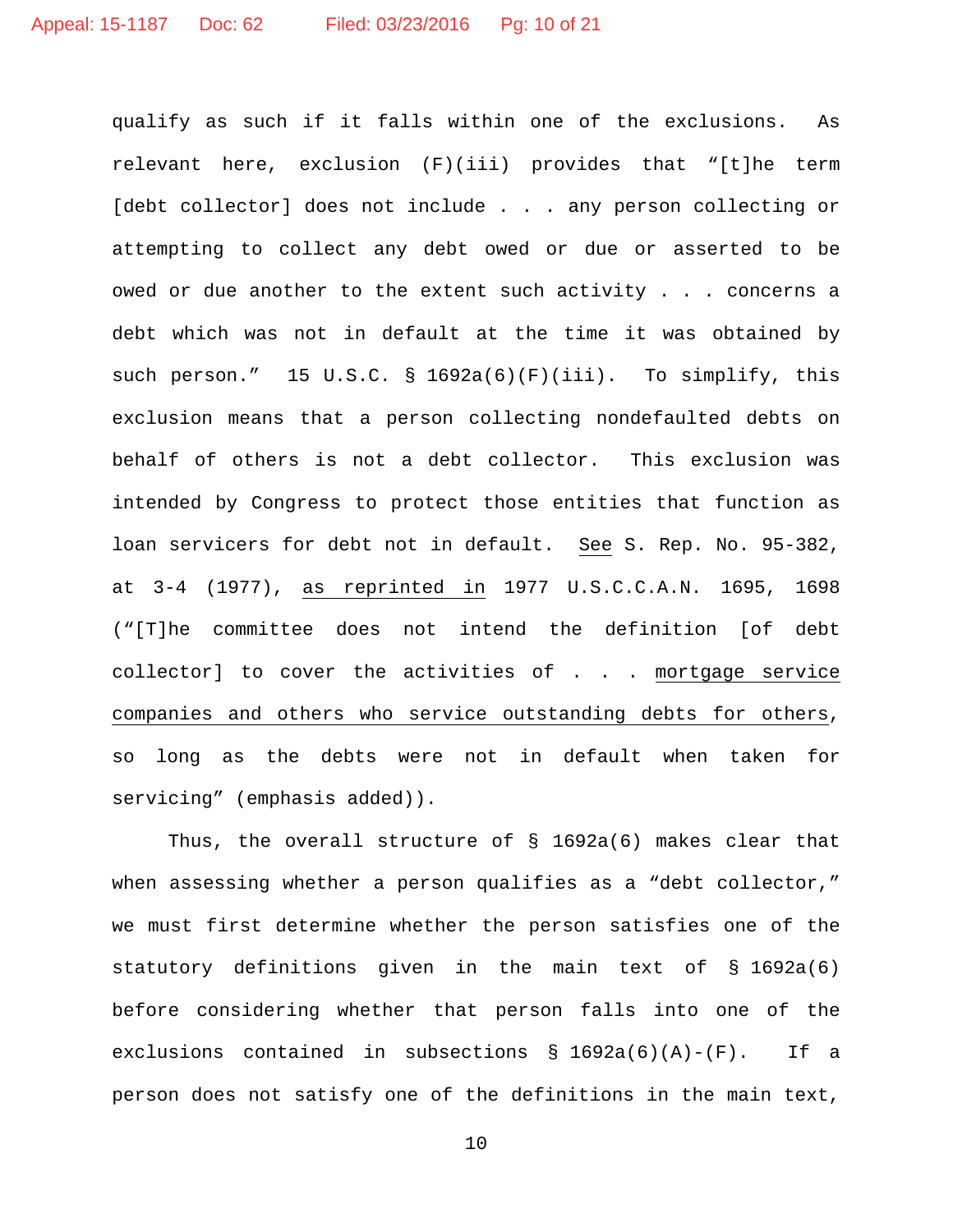qualify as such if it falls within one of the exclusions. As relevant here, exclusion (F)(iii) provides that "[t]he term [debt collector] does not include . . . any person collecting or attempting to collect any debt owed or due or asserted to be owed or due another to the extent such activity . . . concerns a debt which was not in default at the time it was obtained by such person." 15 U.S.C. § 1692a(6)(F)(iii). To simplify, this exclusion means that a person collecting nondefaulted debts on behalf of others is not a debt collector. This exclusion was intended by Congress to protect those entities that function as loan servicers for debt not in default. _See_ S. Rep. No. 95-382, at 3-4 (1977), _as reprinted in_ 1977 U.S.C.C.A.N. 1695, 1698 ("[T]he committee does not intend the definition [of debt collector] to cover the activities of . . . _mortgage service companies and others who service outstanding debts for others_, so long as the debts were not in default when taken for servicing" (emphasis added)).

Thus, the overall structure of § 1692a(6) makes clear that when assessing whether a person qualifies as a "debt collector," we must first determine whether the person satisfies one of the statutory definitions given in the main text of § 1692a(6) before considering whether that person falls into one of the exclusions contained in subsections § 1692a(6)(A)-(F). If a person does not satisfy one of the definitions in the main text,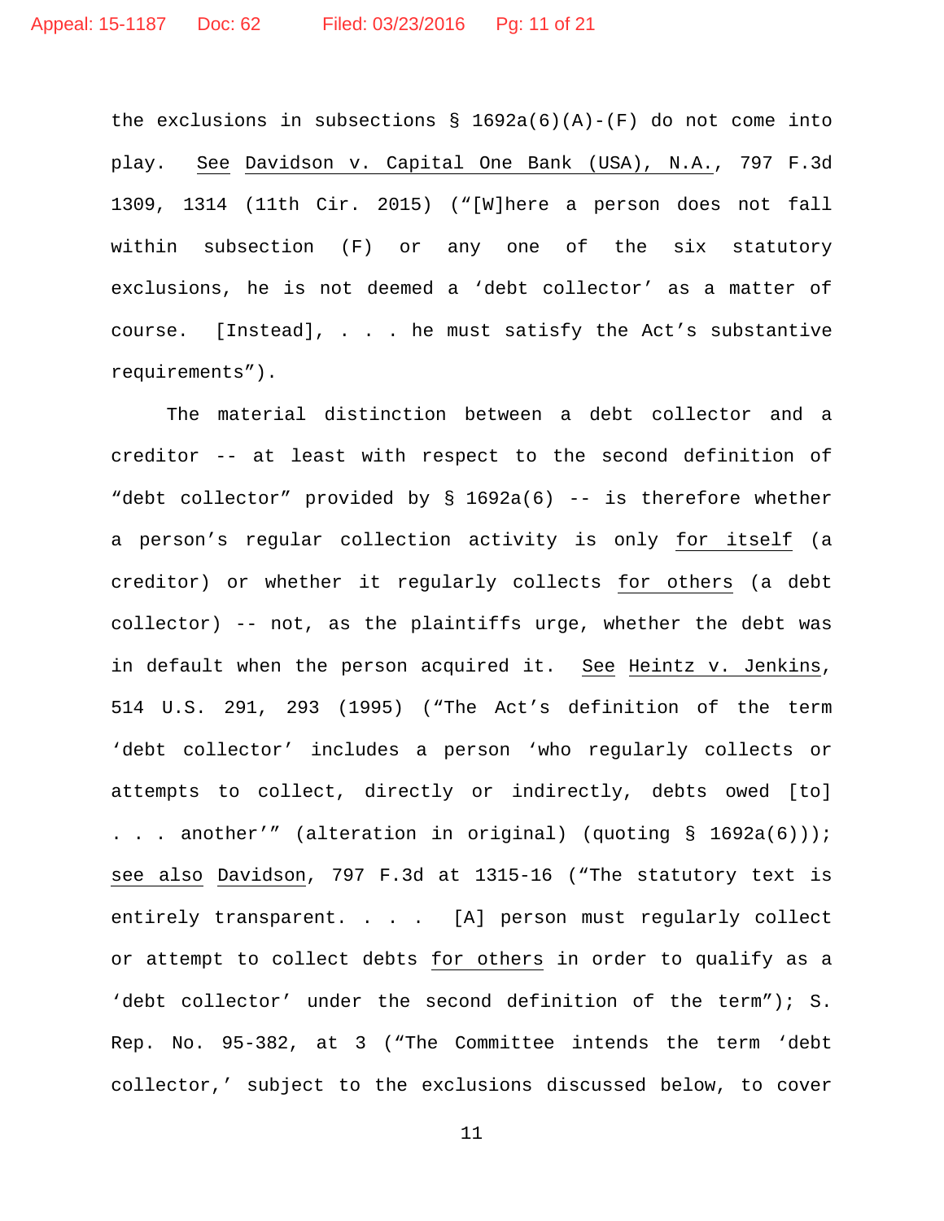the exclusions in subsections § 1692a(6)(A)-(F) do not come into play. _See_ _Davidson v. Capital One Bank (USA), N.A._, 797 F.3d 1309, 1314 (11th Cir. 2015) ("[W]here a person does not fall within subsection (F) or any one of the six statutory exclusions, he is not deemed a 'debt collector' as a matter of course. [Instead], . . . he must satisfy the Act's substantive requirements").

The material distinction between a debt collector and a creditor -- at least with respect to the second definition of "debt collector" provided by § 1692a(6) -- is therefore whether a person's regular collection activity is only _for itself_ (a creditor) or whether it regularly collects _for others_ (a debt collector) -- not, as the plaintiffs urge, whether the debt was in default when the person acquired it. _See_ _Heintz v. Jenkins_, 514 U.S. 291, 293 (1995) ("The Act's definition of the term 'debt collector' includes a person 'who regularly collects or attempts to collect, directly or indirectly, debts owed [to] . . . another'" (alteration in original) (quoting § 1692a(6))); _see also_ _Davidson_, 797 F.3d at 1315-16 ("The statutory text is entirely transparent. . . . [A] person must regularly collect or attempt to collect debts _for others_ in order to qualify as a 'debt collector' under the second definition of the term"); S. Rep. No. 95-382, at 3 ("The Committee intends the term 'debt collector,' subject to the exclusions discussed below, to cover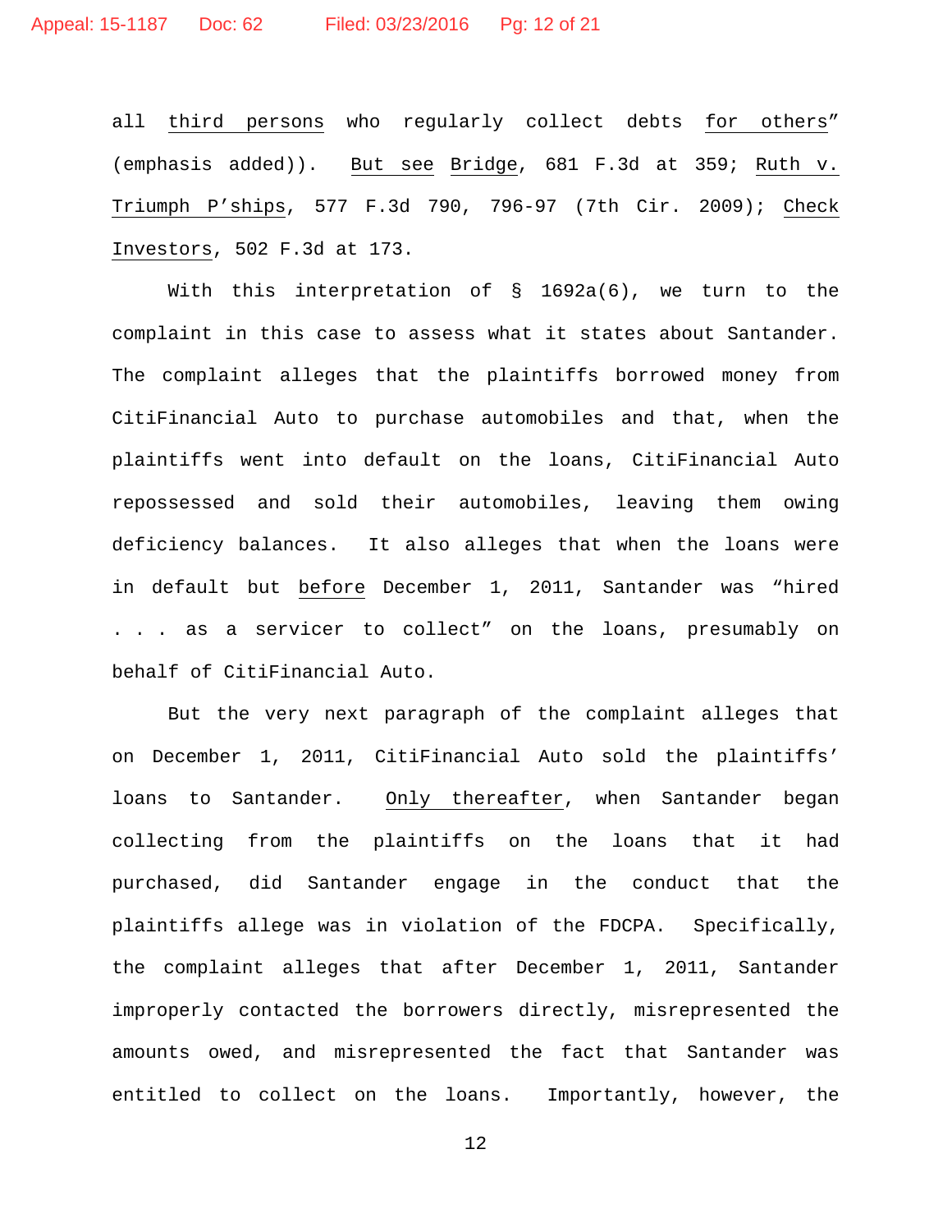all _third persons_ who regularly collect debts _for others_" (emphasis added)). _But see_ _Bridge_, 681 F.3d at 359; _Ruth v. Triumph P'ships_, 577 F.3d 790, 796-97 (7th Cir. 2009); _Check Investors_, 502 F.3d at 173.

With this interpretation of § 1692a(6), we turn to the complaint in this case to assess what it states about Santander. The complaint alleges that the plaintiffs borrowed money from CitiFinancial Auto to purchase automobiles and that, when the plaintiffs went into default on the loans, CitiFinancial Auto repossessed and sold their automobiles, leaving them owing deficiency balances. It also alleges that when the loans were in default but _before_ December 1, 2011, Santander was "hired . . . as a servicer to collect" on the loans, presumably on behalf of CitiFinancial Auto.

But the very next paragraph of the complaint alleges that on December 1, 2011, CitiFinancial Auto sold the plaintiffs' loans to Santander. _Only thereafter_, when Santander began collecting from the plaintiffs on the loans that it had purchased, did Santander engage in the conduct that the plaintiffs allege was in violation of the FDCPA. Specifically, the complaint alleges that after December 1, 2011, Santander improperly contacted the borrowers directly, misrepresented the amounts owed, and misrepresented the fact that Santander was entitled to collect on the loans. Importantly, however, the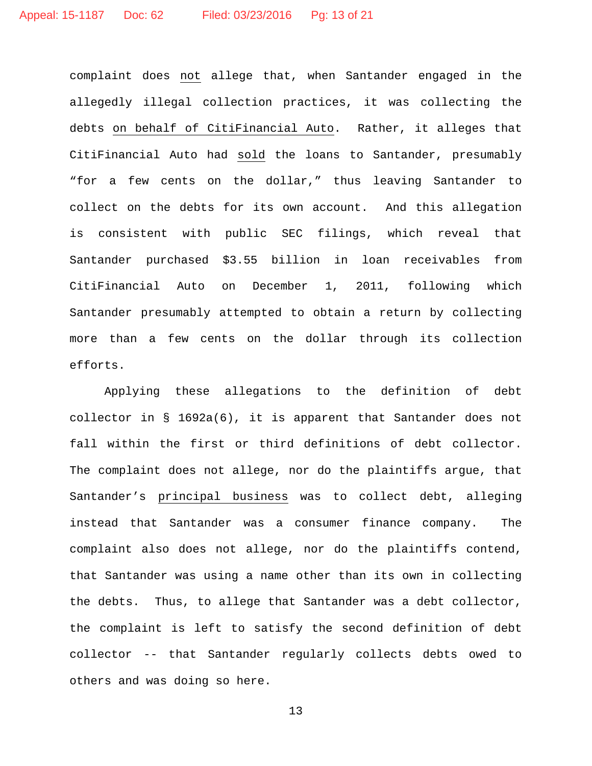complaint does <u>not</u> allege that, when Santander engaged in the allegedly illegal collection practices, it was collecting the debts <u>on behalf of CitiFinancial Auto</u>. Rather, it alleges that CitiFinancial Auto had <u>sold</u> the loans to Santander, presumably "for a few cents on the dollar," thus leaving Santander to collect on the debts for its own account. And this allegation is consistent with public SEC filings, which reveal that Santander purchased $3.55 billion in loan receivables from CitiFinancial Auto on December 1, 2011, following which Santander presumably attempted to obtain a return by collecting more than a few cents on the dollar through its collection efforts.

Applying these allegations to the definition of debt collector in § 1692a(6), it is apparent that Santander does not fall within the first or third definitions of debt collector. The complaint does not allege, nor do the plaintiffs argue, that Santander's <u>principal business</u> was to collect debt, alleging instead that Santander was a consumer finance company. The complaint also does not allege, nor do the plaintiffs contend, that Santander was using a name other than its own in collecting the debts. Thus, to allege that Santander was a debt collector, the complaint is left to satisfy the second definition of debt collector -- that Santander regularly collects debts owed to others and was doing so here.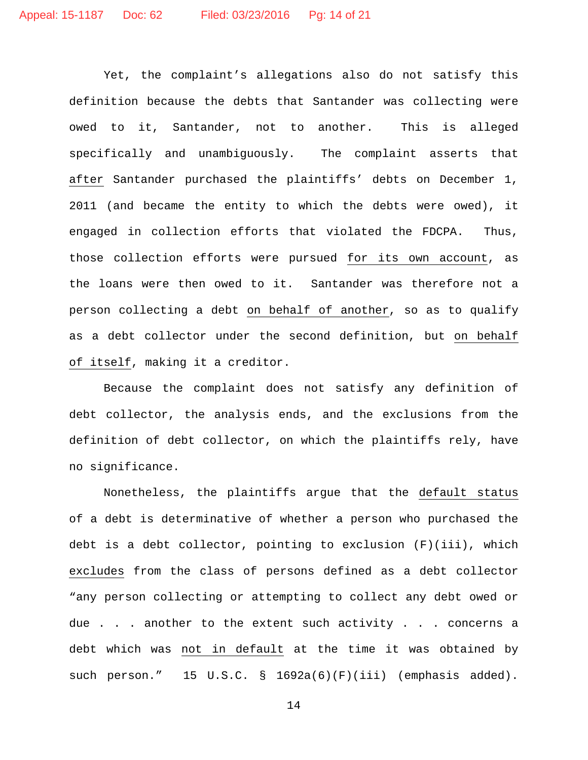Yet, the complaint's allegations also do not satisfy this definition because the debts that Santander was collecting were owed to it, Santander, not to another. This is alleged specifically and unambiguously. The complaint asserts that <u>after</u> Santander purchased the plaintiffs' debts on December 1, 2011 (and became the entity to which the debts were owed), it engaged in collection efforts that violated the FDCPA. Thus, those collection efforts were pursued <u>for its own account</u>, as the loans were then owed to it. Santander was therefore not a person collecting a debt <u>on behalf of another</u>, so as to qualify as a debt collector under the second definition, but <u>on behalf of itself</u>, making it a creditor.

Because the complaint does not satisfy any definition of debt collector, the analysis ends, and the exclusions from the definition of debt collector, on which the plaintiffs rely, have no significance.

Nonetheless, the plaintiffs argue that the <u>default status</u> of a debt is determinative of whether a person who purchased the debt is a debt collector, pointing to exclusion (F)(iii), which <u>excludes</u> from the class of persons defined as a debt collector "any person collecting or attempting to collect any debt owed or due . . . another to the extent such activity . . . concerns a debt which was <u>not in default</u> at the time it was obtained by such person." 15 U.S.C. § 1692a(6)(F)(iii) (emphasis added).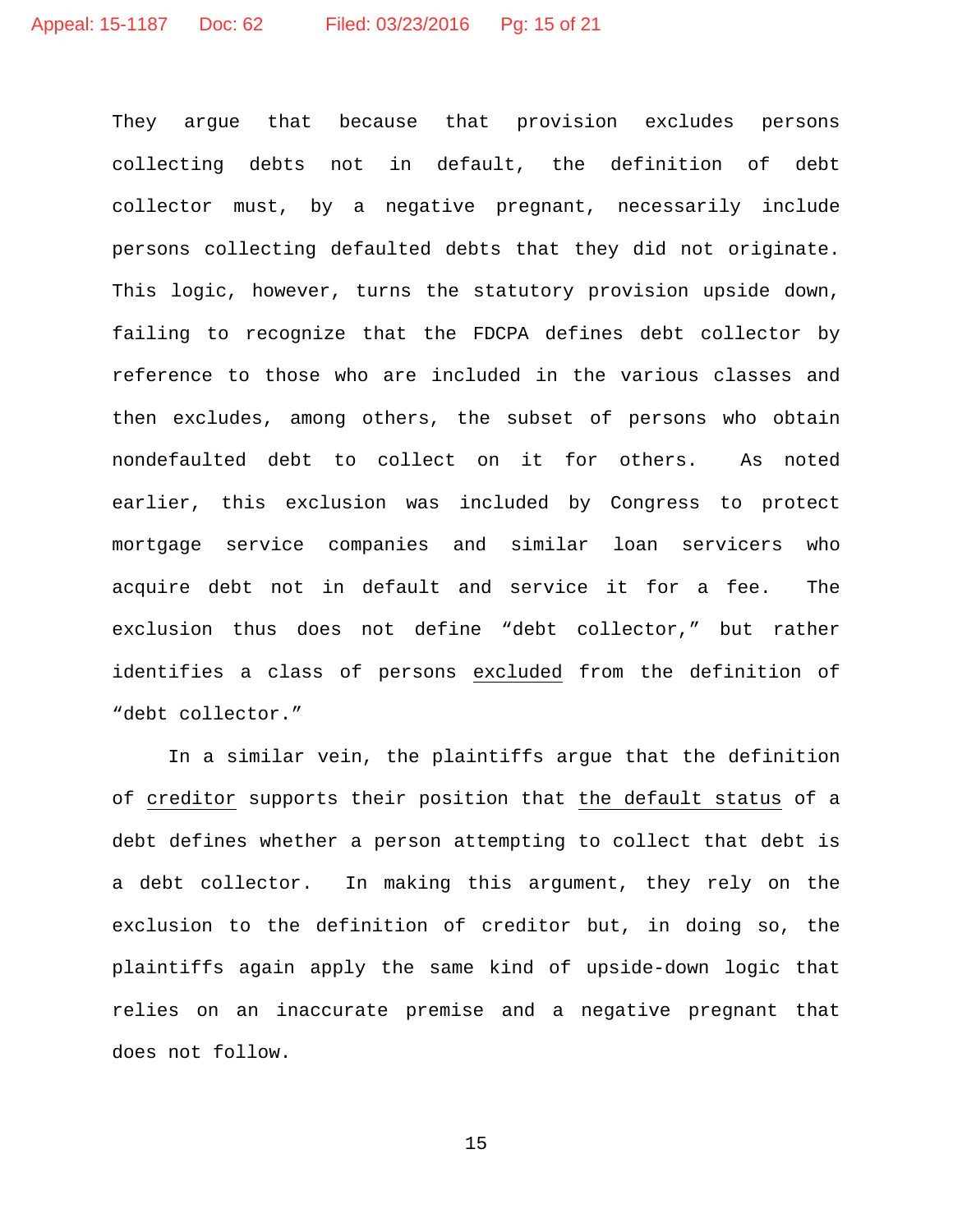They argue that because that provision excludes persons collecting debts not in default, the definition of debt collector must, by a negative pregnant, necessarily include persons collecting defaulted debts that they did not originate. This logic, however, turns the statutory provision upside down, failing to recognize that the FDCPA defines debt collector by reference to those who are included in the various classes and then excludes, among others, the subset of persons who obtain nondefaulted debt to collect on it for others. As noted earlier, this exclusion was included by Congress to protect mortgage service companies and similar loan servicers who acquire debt not in default and service it for a fee. The exclusion thus does not define "debt collector," but rather identifies a class of persons <u>excluded</u> from the definition of "debt collector."

In a similar vein, the plaintiffs argue that the definition of <u>creditor</u> supports their position that <u>the default status</u> of a debt defines whether a person attempting to collect that debt is a debt collector. In making this argument, they rely on the exclusion to the definition of creditor but, in doing so, the plaintiffs again apply the same kind of upside-down logic that relies on an inaccurate premise and a negative pregnant that does not follow.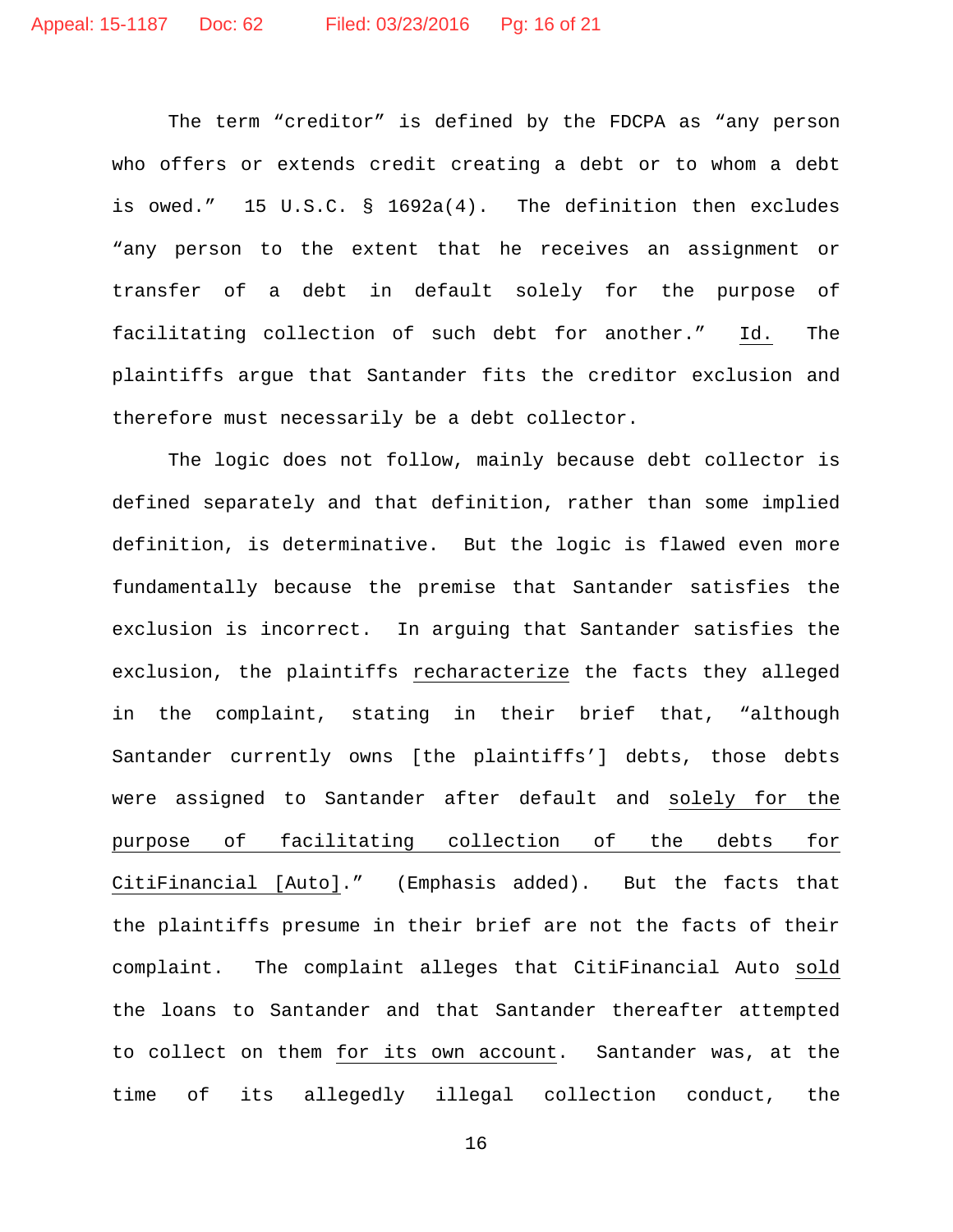The term "creditor" is defined by the FDCPA as "any person who offers or extends credit creating a debt or to whom a debt is owed." 15 U.S.C. § 1692a(4). The definition then excludes "any person to the extent that he receives an assignment or transfer of a debt in default solely for the purpose of facilitating collection of such debt for another." Id. The plaintiffs argue that Santander fits the creditor exclusion and therefore must necessarily be a debt collector.

The logic does not follow, mainly because debt collector is defined separately and that definition, rather than some implied definition, is determinative. But the logic is flawed even more fundamentally because the premise that Santander satisfies the exclusion is incorrect. In arguing that Santander satisfies the exclusion, the plaintiffs recharacterize the facts they alleged in the complaint, stating in their brief that, "although Santander currently owns [the plaintiffs'] debts, those debts were assigned to Santander after default and solely for the purpose of facilitating collection of the debts for CitiFinancial [Auto]." (Emphasis added). But the facts that the plaintiffs presume in their brief are not the facts of their complaint. The complaint alleges that CitiFinancial Auto sold the loans to Santander and that Santander thereafter attempted to collect on them for its own account. Santander was, at the time of its allegedly illegal collection conduct, the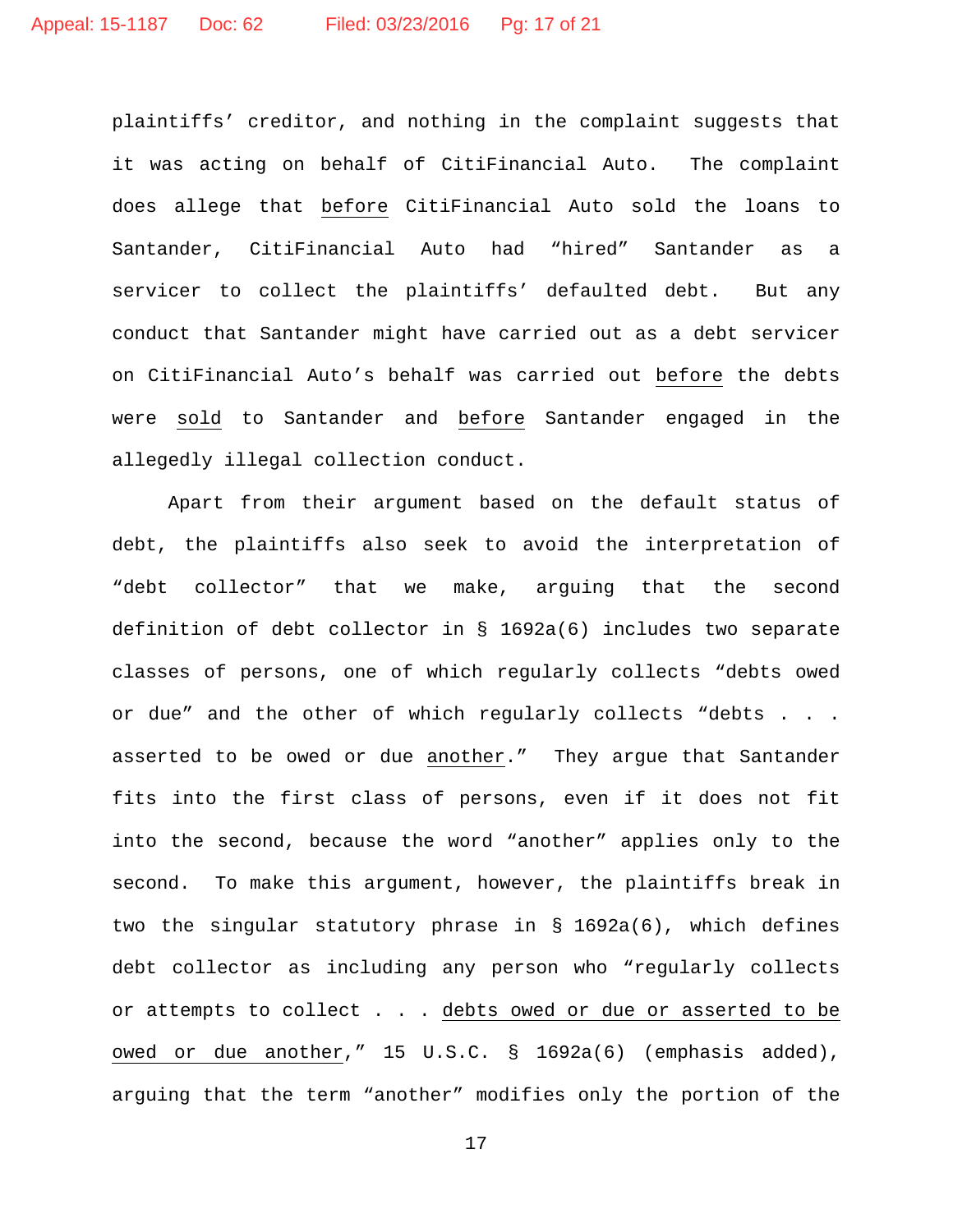plaintiffs' creditor, and nothing in the complaint suggests that it was acting on behalf of CitiFinancial Auto. The complaint does allege that <u>before</u> CitiFinancial Auto sold the loans to Santander, CitiFinancial Auto had "hired" Santander as a servicer to collect the plaintiffs' defaulted debt. But any conduct that Santander might have carried out as a debt servicer on CitiFinancial Auto's behalf was carried out <u>before</u> the debts were <u>sold</u> to Santander and <u>before</u> Santander engaged in the allegedly illegal collection conduct.

Apart from their argument based on the default status of debt, the plaintiffs also seek to avoid the interpretation of "debt collector" that we make, arguing that the second definition of debt collector in § 1692a(6) includes two separate classes of persons, one of which regularly collects "debts owed or due" and the other of which regularly collects "debts . . . asserted to be owed or due <u>another</u>." They argue that Santander fits into the first class of persons, even if it does not fit into the second, because the word "another" applies only to the second. To make this argument, however, the plaintiffs break in two the singular statutory phrase in § 1692a(6), which defines debt collector as including any person who "regularly collects or attempts to collect . . . <u>debts owed or due or asserted to be owed or due another</u>," 15 U.S.C. § 1692a(6) (emphasis added), arguing that the term "another" modifies only the portion of the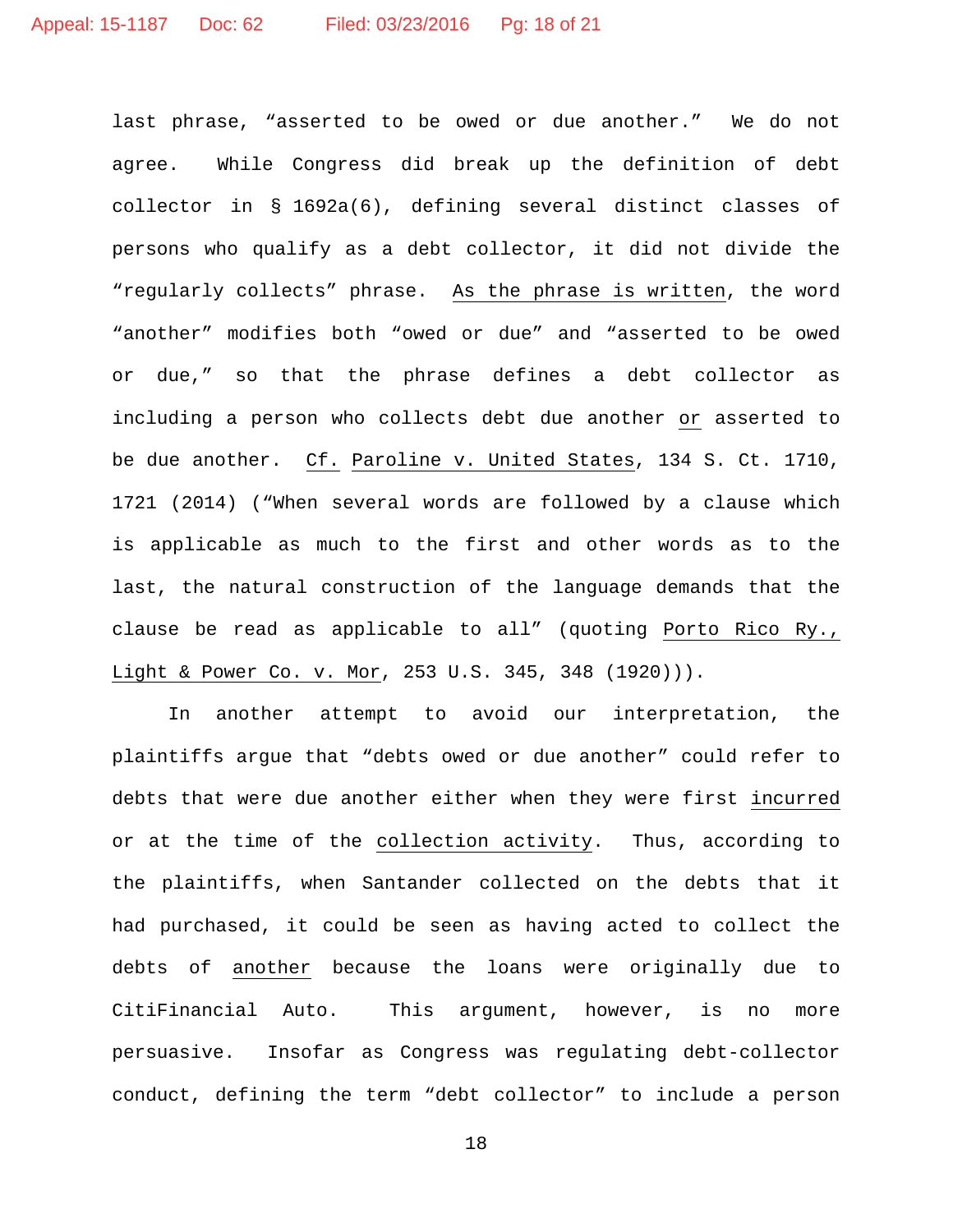last phrase, "asserted to be owed or due another." We do not agree. While Congress did break up the definition of debt collector in § 1692a(6), defining several distinct classes of persons who qualify as a debt collector, it did not divide the "regularly collects" phrase. As the phrase is written, the word "another" modifies both "owed or due" and "asserted to be owed or due," so that the phrase defines a debt collector as including a person who collects debt due another or asserted to be due another. *Cf.* *Paroline v. United States*, 134 S. Ct. 1710, 1721 (2014) ("When several words are followed by a clause which is applicable as much to the first and other words as to the last, the natural construction of the language demands that the clause be read as applicable to all" (quoting *Porto Rico Ry., Light & Power Co. v. Mor*, 253 U.S. 345, 348 (1920))).

In another attempt to avoid our interpretation, the plaintiffs argue that "debts owed or due another" could refer to debts that were due another either when they were first incurred or at the time of the collection activity. Thus, according to the plaintiffs, when Santander collected on the debts that it had purchased, it could be seen as having acted to collect the debts of another because the loans were originally due to CitiFinancial Auto. This argument, however, is no more persuasive. Insofar as Congress was regulating debt-collector conduct, defining the term "debt collector" to include a person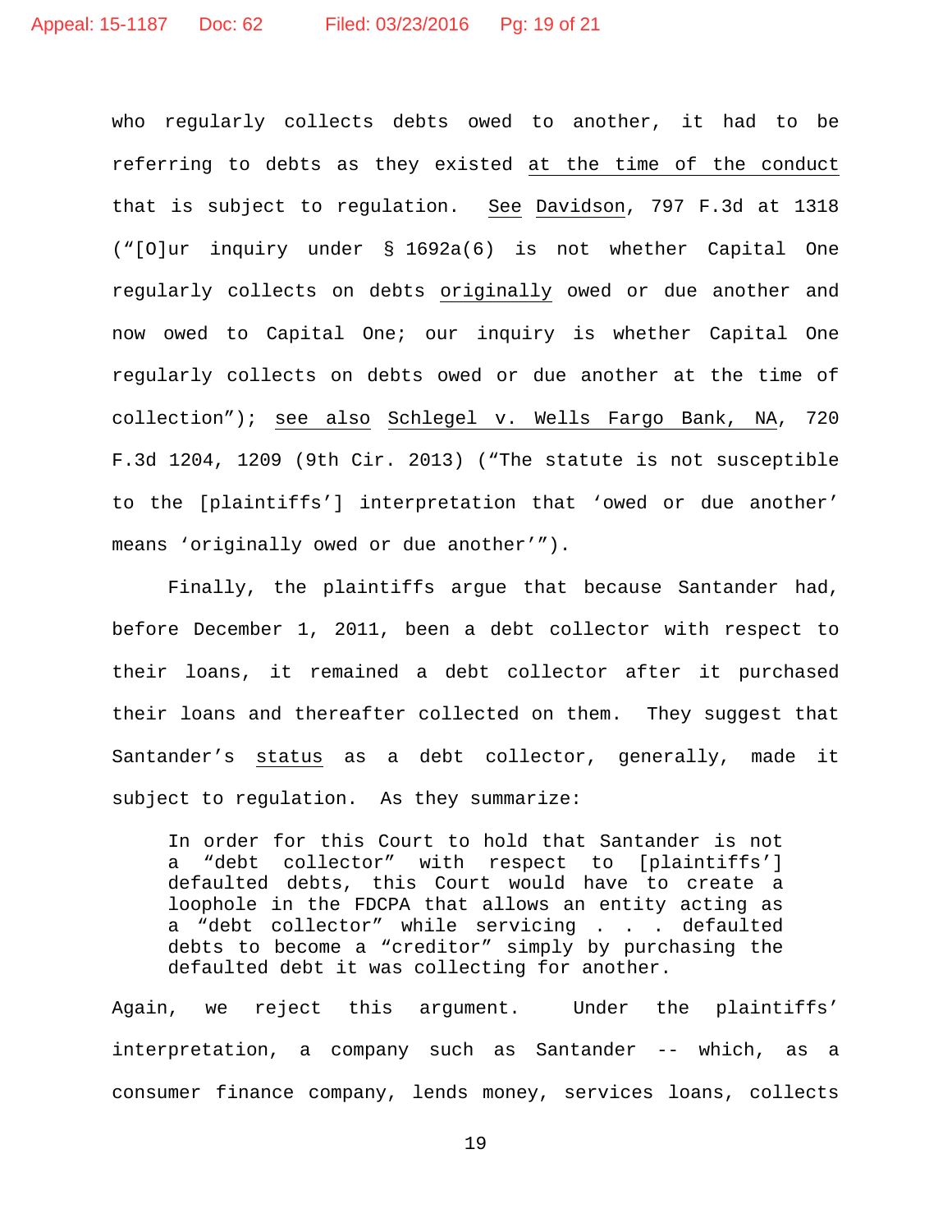who regularly collects debts owed to another, it had to be referring to debts as they existed at the time of the conduct that is subject to regulation. See Davidson, 797 F.3d at 1318 ("[O]ur inquiry under § 1692a(6) is not whether Capital One regularly collects on debts originally owed or due another and now owed to Capital One; our inquiry is whether Capital One regularly collects on debts owed or due another at the time of collection"); see also Schlegel v. Wells Fargo Bank, NA, 720 F.3d 1204, 1209 (9th Cir. 2013) ("The statute is not susceptible to the [plaintiffs'] interpretation that 'owed or due another' means 'originally owed or due another'").

Finally, the plaintiffs argue that because Santander had, before December 1, 2011, been a debt collector with respect to their loans, it remained a debt collector after it purchased their loans and thereafter collected on them. They suggest that Santander's status as a debt collector, generally, made it subject to regulation. As they summarize:

> In order for this Court to hold that Santander is not a "debt collector" with respect to [plaintiffs'] defaulted debts, this Court would have to create a loophole in the FDCPA that allows an entity acting as a "debt collector" while servicing . . . defaulted debts to become a "creditor" simply by purchasing the defaulted debt it was collecting for another.

Again, we reject this argument. Under the plaintiffs' interpretation, a company such as Santander -- which, as a consumer finance company, lends money, services loans, collects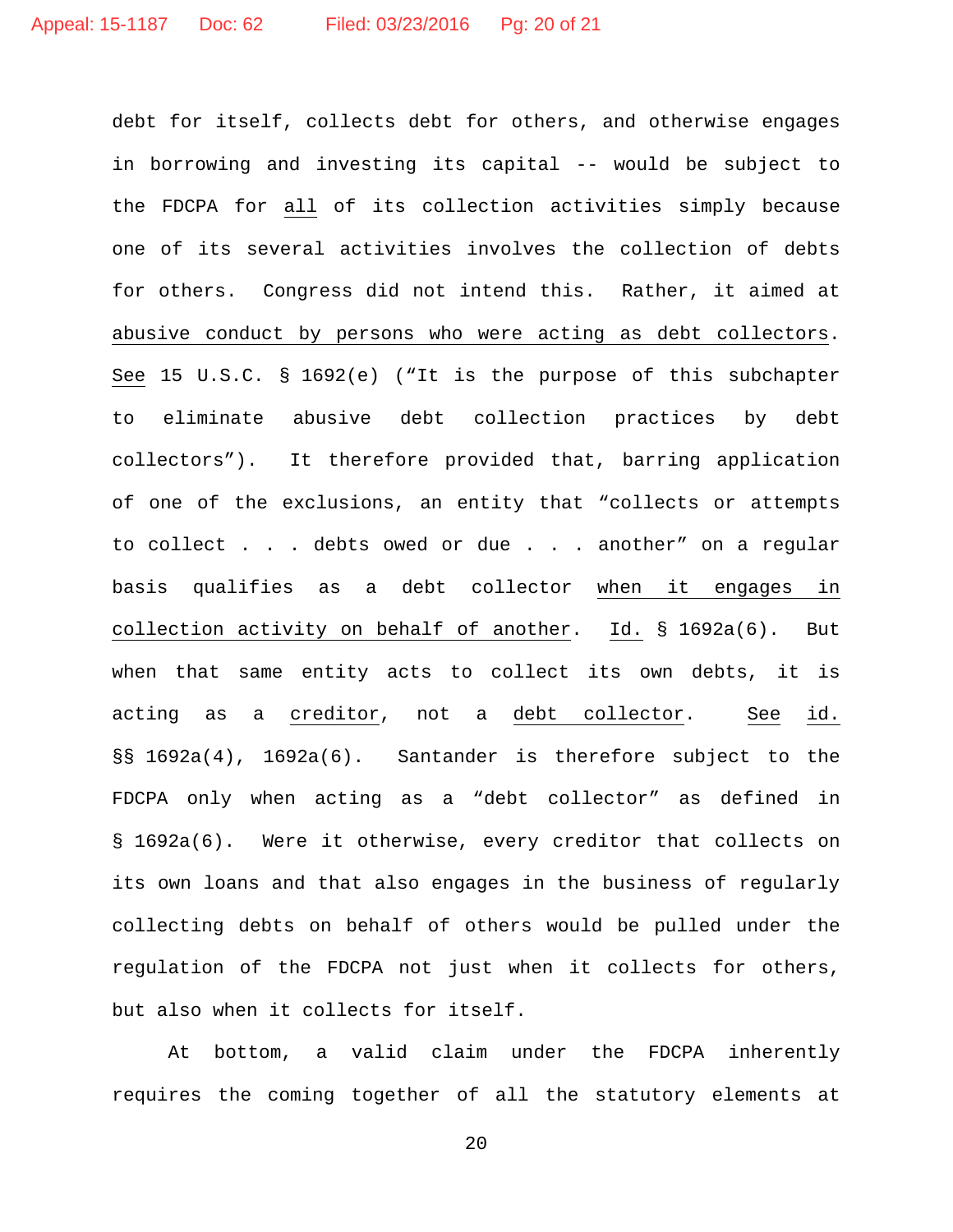debt for itself, collects debt for others, and otherwise engages in borrowing and investing its capital -- would be subject to the FDCPA for <u>all</u> of its collection activities simply because one of its several activities involves the collection of debts for others. Congress did not intend this. Rather, it aimed at <u>abusive conduct by persons who were acting as debt collectors</u>. <u>See</u> 15 U.S.C. § 1692(e) ("It is the purpose of this subchapter to eliminate abusive debt collection practices by debt collectors"). It therefore provided that, barring application of one of the exclusions, an entity that "collects or attempts to collect . . . debts owed or due . . . another" on a regular basis qualifies as a debt collector <u>when it engages in collection activity on behalf of another</u>. <u>Id.</u> § 1692a(6). But when that same entity acts to collect its own debts, it is acting as a <u>creditor</u>, not a <u>debt collector</u>. <u>See</u> <u>id.</u> §§ 1692a(4), 1692a(6). Santander is therefore subject to the FDCPA only when acting as a "debt collector" as defined in § 1692a(6). Were it otherwise, every creditor that collects on its own loans and that also engages in the business of regularly collecting debts on behalf of others would be pulled under the regulation of the FDCPA not just when it collects for others, but also when it collects for itself.

At bottom, a valid claim under the FDCPA inherently requires the coming together of all the statutory elements at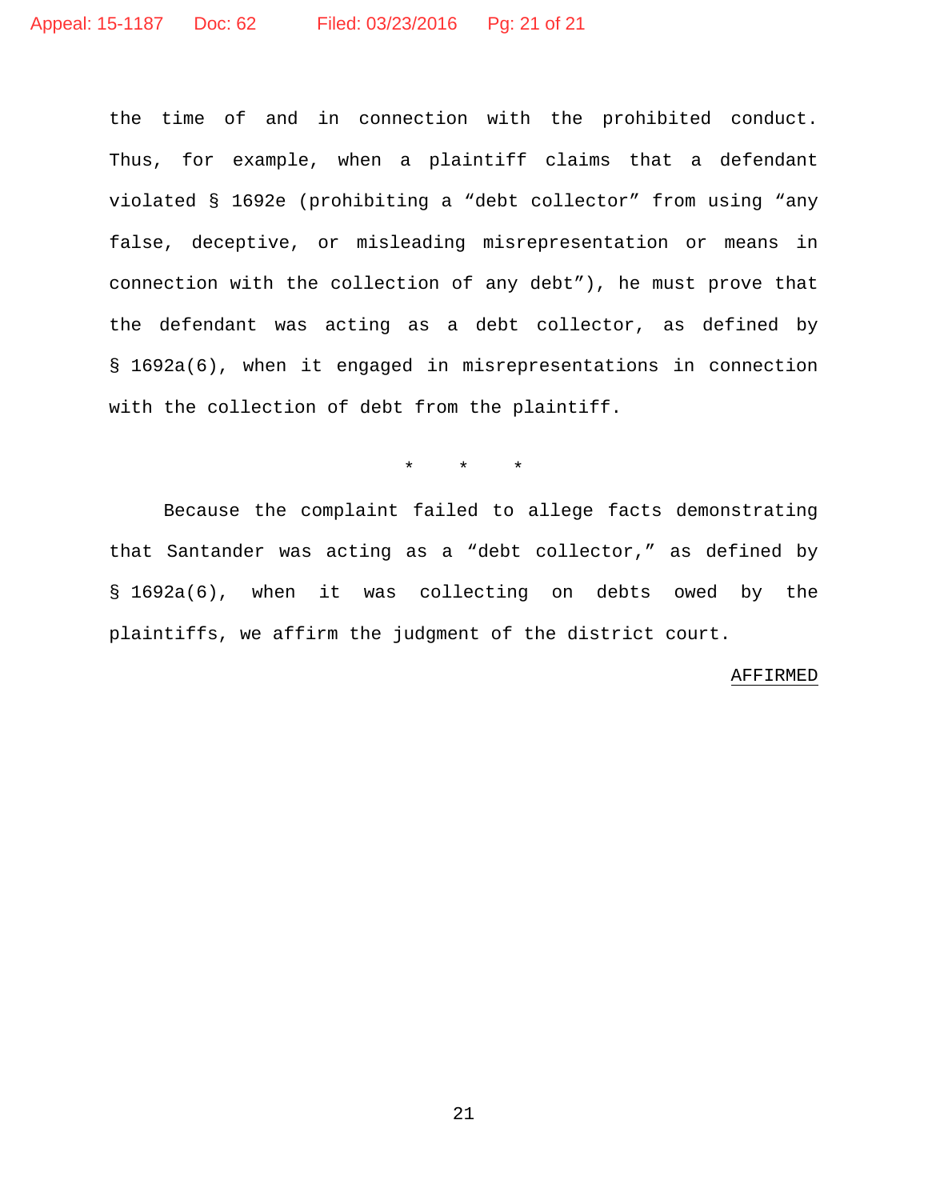the time of and in connection with the prohibited conduct. Thus, for example, when a plaintiff claims that a defendant violated § 1692e (prohibiting a "debt collector" from using "any false, deceptive, or misleading misrepresentation or means in connection with the collection of any debt"), he must prove that the defendant was acting as a debt collector, as defined by § 1692a(6), when it engaged in misrepresentations in connection with the collection of debt from the plaintiff.

\* \* \*

Because the complaint failed to allege facts demonstrating that Santander was acting as a "debt collector," as defined by § 1692a(6), when it was collecting on debts owed by the plaintiffs, we affirm the judgment of the district court.

AFFIRMED